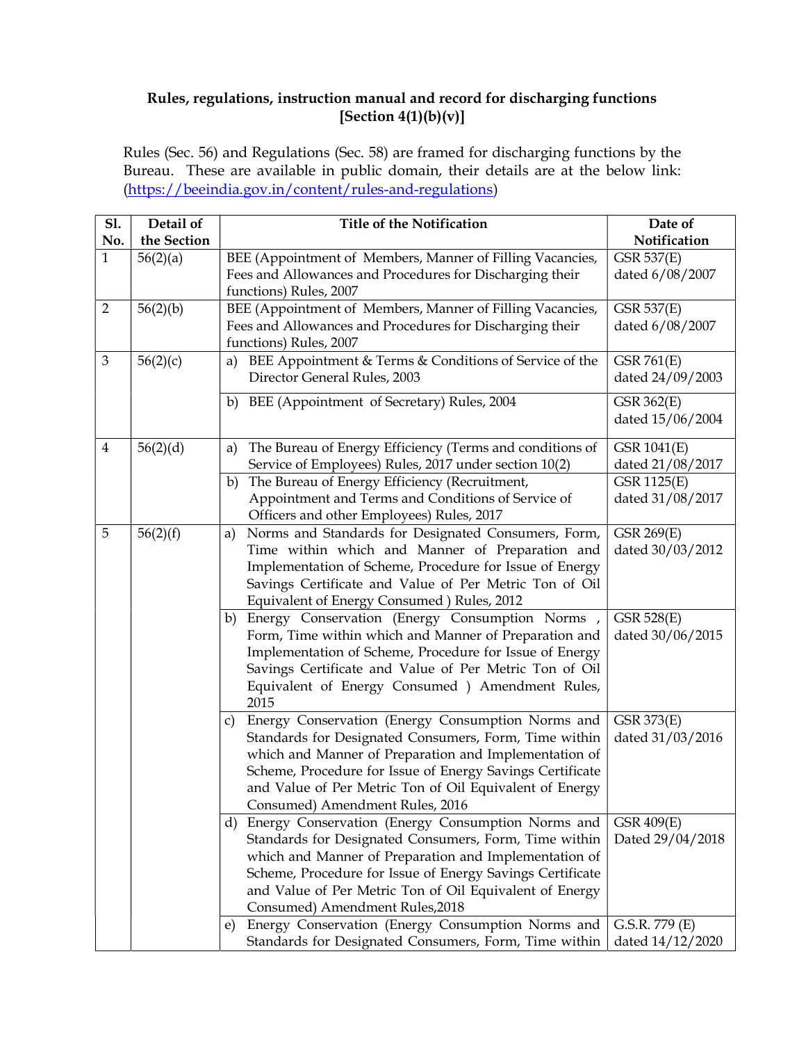**Rules, regulations, instruction manual and record for discharging functions [Section 4(1)(b)(v)]**

Rules (Sec. 56) and Regulations (Sec. 58) are framed for discharging functions by the Bureau. These are available in public domain, their details are at the below link: (https://beeindia.gov.in/content/rules-and-regulations)

| Sl. No. | Detail of the Section | Title of the Notification | Date of Notification |
|---|---|---|---|
| 1 | 56(2)(a) | BEE (Appointment of Members, Manner of Filling Vacancies, Fees and Allowances and Procedures for Discharging their functions) Rules, 2007 | GSR 537(E) dated 6/08/2007 |
| 2 | 56(2)(b) | BEE (Appointment of Members, Manner of Filling Vacancies, Fees and Allowances and Procedures for Discharging their functions) Rules, 2007 | GSR 537(E) dated 6/08/2007 |
| 3 | 56(2)(c) | a) BEE Appointment & Terms & Conditions of Service of the Director General Rules, 2003 | GSR 761(E) dated 24/09/2003 |
| | | b) BEE (Appointment of Secretary) Rules, 2004 | GSR 362(E) dated 15/06/2004 |
| 4 | 56(2)(d) | a) The Bureau of Energy Efficiency (Terms and conditions of Service of Employees) Rules, 2017 under section 10(2) | GSR 1041(E) dated 21/08/2017 |
| | | b) The Bureau of Energy Efficiency (Recruitment, Appointment and Terms and Conditions of Service of Officers and other Employees) Rules, 2017 | GSR 1125(E) dated 31/08/2017 |
| 5 | 56(2)(f) | a) Norms and Standards for Designated Consumers, Form, Time within which and Manner of Preparation and Implementation of Scheme, Procedure for Issue of Energy Savings Certificate and Value of Per Metric Ton of Oil Equivalent of Energy Consumed ) Rules, 2012 | GSR 269(E) dated 30/03/2012 |
| | | b) Energy Conservation (Energy Consumption Norms , Form, Time within which and Manner of Preparation and Implementation of Scheme, Procedure for Issue of Energy Savings Certificate and Value of Per Metric Ton of Oil Equivalent of Energy Consumed ) Amendment Rules, 2015 | GSR 528(E) dated 30/06/2015 |
| | | c) Energy Conservation (Energy Consumption Norms and Standards for Designated Consumers, Form, Time within which and Manner of Preparation and Implementation of Scheme, Procedure for Issue of Energy Savings Certificate and Value of Per Metric Ton of Oil Equivalent of Energy Consumed) Amendment Rules, 2016 | GSR 373(E) dated 31/03/2016 |
| | | d) Energy Conservation (Energy Consumption Norms and Standards for Designated Consumers, Form, Time within which and Manner of Preparation and Implementation of Scheme, Procedure for Issue of Energy Savings Certificate and Value of Per Metric Ton of Oil Equivalent of Energy Consumed) Amendment Rules,2018 | GSR 409(E) Dated 29/04/2018 |
| | | e) Energy Conservation (Energy Consumption Norms and Standards for Designated Consumers, Form, Time within | G.S.R. 779 (E) dated 14/12/2020 |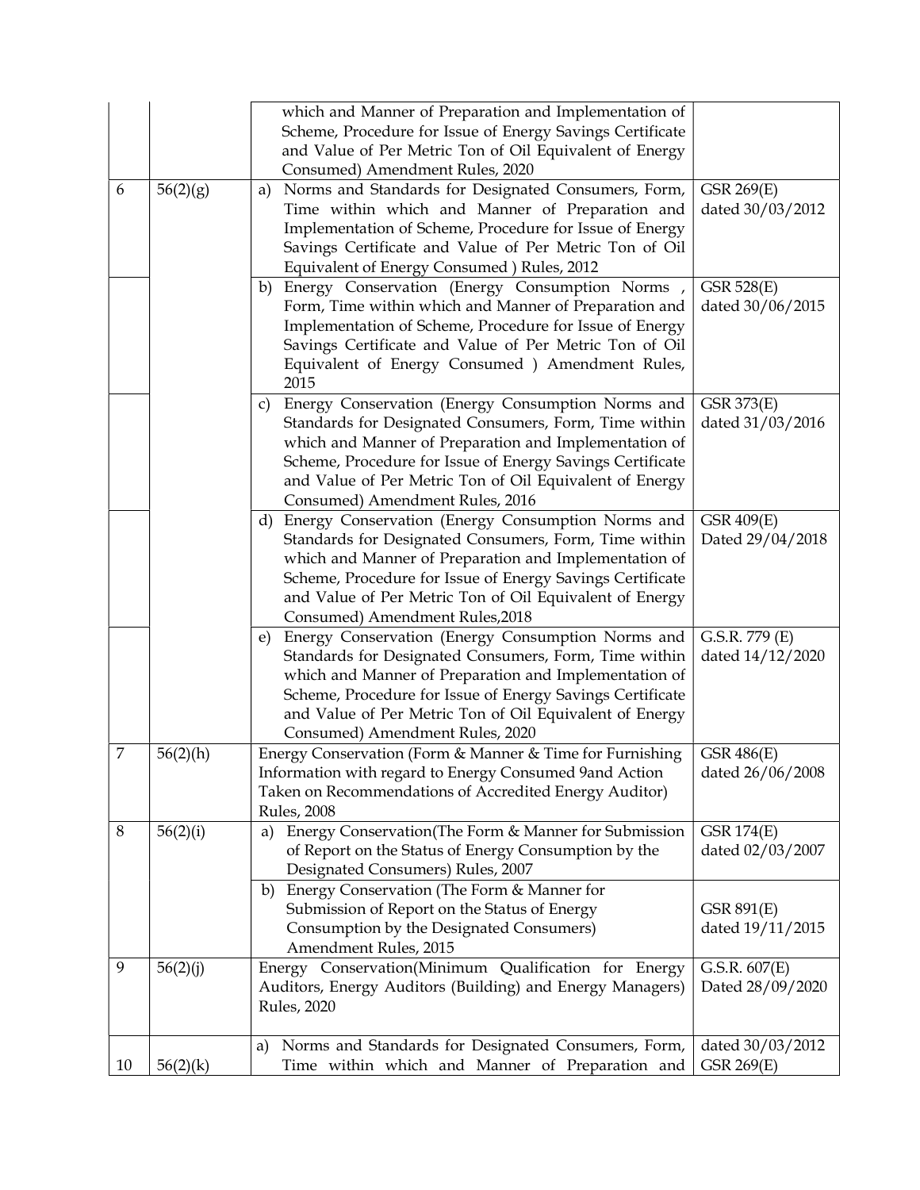| | | | |
|---|---|---|---|
| | | which and Manner of Preparation and Implementation of Scheme, Procedure for Issue of Energy Savings Certificate and Value of Per Metric Ton of Oil Equivalent of Energy Consumed) Amendment Rules, 2020 | |
| 6 | 56(2)(g) | a) Norms and Standards for Designated Consumers, Form, Time within which and Manner of Preparation and Implementation of Scheme, Procedure for Issue of Energy Savings Certificate and Value of Per Metric Ton of Oil Equivalent of Energy Consumed ) Rules, 2012 | GSR 269(E) dated 30/03/2012 |
| | | b) Energy Conservation (Energy Consumption Norms , Form, Time within which and Manner of Preparation and Implementation of Scheme, Procedure for Issue of Energy Savings Certificate and Value of Per Metric Ton of Oil Equivalent of Energy Consumed ) Amendment Rules, 2015 | GSR 528(E) dated 30/06/2015 |
| | | c) Energy Conservation (Energy Consumption Norms and Standards for Designated Consumers, Form, Time within which and Manner of Preparation and Implementation of Scheme, Procedure for Issue of Energy Savings Certificate and Value of Per Metric Ton of Oil Equivalent of Energy Consumed) Amendment Rules, 2016 | GSR 373(E) dated 31/03/2016 |
| | | d) Energy Conservation (Energy Consumption Norms and Standards for Designated Consumers, Form, Time within which and Manner of Preparation and Implementation of Scheme, Procedure for Issue of Energy Savings Certificate and Value of Per Metric Ton of Oil Equivalent of Energy Consumed) Amendment Rules,2018 | GSR 409(E) Dated 29/04/2018 |
| | | e) Energy Conservation (Energy Consumption Norms and Standards for Designated Consumers, Form, Time within which and Manner of Preparation and Implementation of Scheme, Procedure for Issue of Energy Savings Certificate and Value of Per Metric Ton of Oil Equivalent of Energy Consumed) Amendment Rules, 2020 | G.S.R. 779 (E) dated 14/12/2020 |
| 7 | 56(2)(h) | Energy Conservation (Form & Manner & Time for Furnishing Information with regard to Energy Consumed 9and Action Taken on Recommendations of Accredited Energy Auditor) Rules, 2008 | GSR 486(E) dated 26/06/2008 |
| 8 | 56(2)(i) | a) Energy Conservation(The Form & Manner for Submission of Report on the Status of Energy Consumption by the Designated Consumers) Rules, 2007 | GSR 174(E) dated 02/03/2007 |
| | | b) Energy Conservation (The Form & Manner for Submission of Report on the Status of Energy Consumption by the Designated Consumers) Amendment Rules, 2015 | GSR 891(E) dated 19/11/2015 |
| 9 | 56(2)(j) | Energy Conservation(Minimum Qualification for Energy Auditors, Energy Auditors (Building) and Energy Managers) Rules, 2020 | G.S.R. 607(E) Dated 28/09/2020 |
| 10 | 56(2)(k) | a) Norms and Standards for Designated Consumers, Form, Time within which and Manner of Preparation and | dated 30/03/2012 GSR 269(E) |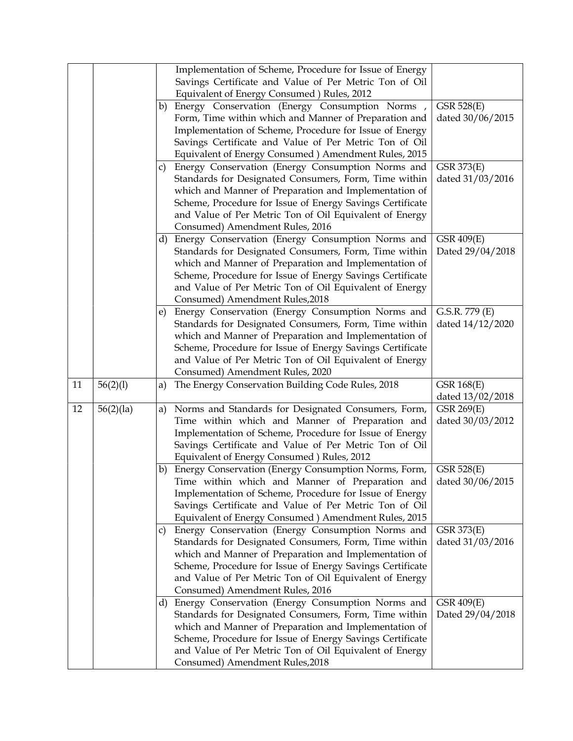| | | | | |
|---|---|---|---|---|
| | | | Implementation of Scheme, Procedure for Issue of Energy Savings Certificate and Value of Per Metric Ton of Oil Equivalent of Energy Consumed ) Rules, 2012 | |
| | | b) | Energy Conservation (Energy Consumption Norms , Form, Time within which and Manner of Preparation and Implementation of Scheme, Procedure for Issue of Energy Savings Certificate and Value of Per Metric Ton of Oil Equivalent of Energy Consumed ) Amendment Rules, 2015 | GSR 528(E) dated 30/06/2015 |
| | | c) | Energy Conservation (Energy Consumption Norms and Standards for Designated Consumers, Form, Time within which and Manner of Preparation and Implementation of Scheme, Procedure for Issue of Energy Savings Certificate and Value of Per Metric Ton of Oil Equivalent of Energy Consumed) Amendment Rules, 2016 | GSR 373(E) dated 31/03/2016 |
| | | d) | Energy Conservation (Energy Consumption Norms and Standards for Designated Consumers, Form, Time within which and Manner of Preparation and Implementation of Scheme, Procedure for Issue of Energy Savings Certificate and Value of Per Metric Ton of Oil Equivalent of Energy Consumed) Amendment Rules,2018 | GSR 409(E) Dated 29/04/2018 |
| | | e) | Energy Conservation (Energy Consumption Norms and Standards for Designated Consumers, Form, Time within which and Manner of Preparation and Implementation of Scheme, Procedure for Issue of Energy Savings Certificate and Value of Per Metric Ton of Oil Equivalent of Energy Consumed) Amendment Rules, 2020 | G.S.R. 779 (E) dated 14/12/2020 |
| 11 | 56(2)(l) | a) | The Energy Conservation Building Code Rules, 2018 | GSR 168(E) dated 13/02/2018 |
| 12 | 56(2)(la) | a) | Norms and Standards for Designated Consumers, Form, Time within which and Manner of Preparation and Implementation of Scheme, Procedure for Issue of Energy Savings Certificate and Value of Per Metric Ton of Oil Equivalent of Energy Consumed ) Rules, 2012 | GSR 269(E) dated 30/03/2012 |
| | | b) | Energy Conservation (Energy Consumption Norms, Form, Time within which and Manner of Preparation and Implementation of Scheme, Procedure for Issue of Energy Savings Certificate and Value of Per Metric Ton of Oil Equivalent of Energy Consumed ) Amendment Rules, 2015 | GSR 528(E) dated 30/06/2015 |
| | | c) | Energy Conservation (Energy Consumption Norms and Standards for Designated Consumers, Form, Time within which and Manner of Preparation and Implementation of Scheme, Procedure for Issue of Energy Savings Certificate and Value of Per Metric Ton of Oil Equivalent of Energy Consumed) Amendment Rules, 2016 | GSR 373(E) dated 31/03/2016 |
| | | d) | Energy Conservation (Energy Consumption Norms and Standards for Designated Consumers, Form, Time within which and Manner of Preparation and Implementation of Scheme, Procedure for Issue of Energy Savings Certificate and Value of Per Metric Ton of Oil Equivalent of Energy Consumed) Amendment Rules,2018 | GSR 409(E) Dated 29/04/2018 |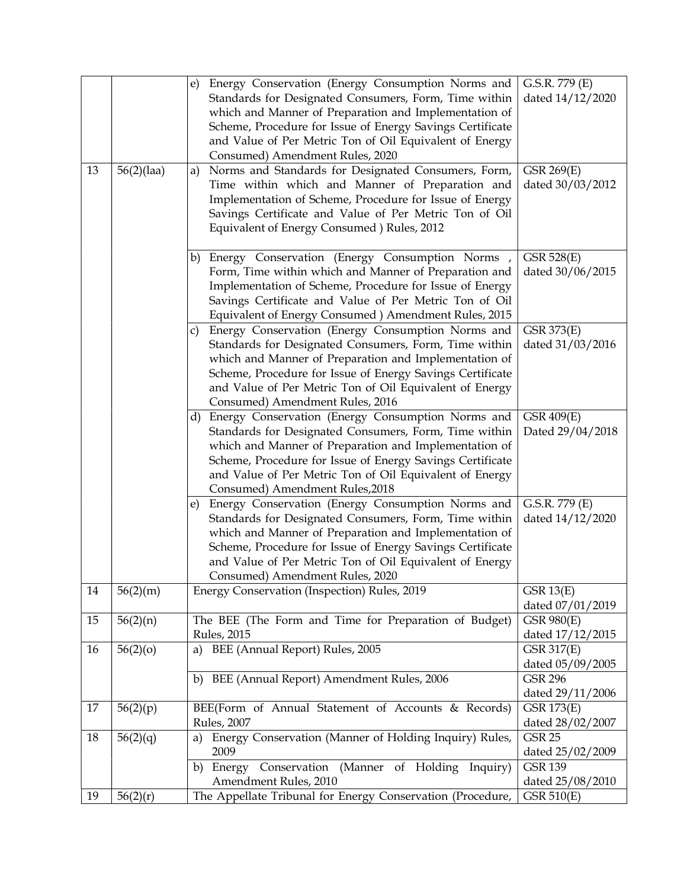| | | | |
|---|---|---|---|
| | | e) Energy Conservation (Energy Consumption Norms and Standards for Designated Consumers, Form, Time within which and Manner of Preparation and Implementation of Scheme, Procedure for Issue of Energy Savings Certificate and Value of Per Metric Ton of Oil Equivalent of Energy Consumed) Amendment Rules, 2020 | G.S.R. 779 (E) dated 14/12/2020 |
| 13 | 56(2)(laa) | a) Norms and Standards for Designated Consumers, Form, Time within which and Manner of Preparation and Implementation of Scheme, Procedure for Issue of Energy Savings Certificate and Value of Per Metric Ton of Oil Equivalent of Energy Consumed ) Rules, 2012 | GSR 269(E) dated 30/03/2012 |
| | | b) Energy Conservation (Energy Consumption Norms , Form, Time within which and Manner of Preparation and Implementation of Scheme, Procedure for Issue of Energy Savings Certificate and Value of Per Metric Ton of Oil Equivalent of Energy Consumed ) Amendment Rules, 2015 | GSR 528(E) dated 30/06/2015 |
| | | c) Energy Conservation (Energy Consumption Norms and Standards for Designated Consumers, Form, Time within which and Manner of Preparation and Implementation of Scheme, Procedure for Issue of Energy Savings Certificate and Value of Per Metric Ton of Oil Equivalent of Energy Consumed) Amendment Rules, 2016 | GSR 373(E) dated 31/03/2016 |
| | | d) Energy Conservation (Energy Consumption Norms and Standards for Designated Consumers, Form, Time within which and Manner of Preparation and Implementation of Scheme, Procedure for Issue of Energy Savings Certificate and Value of Per Metric Ton of Oil Equivalent of Energy Consumed) Amendment Rules,2018 | GSR 409(E) Dated 29/04/2018 |
| | | e) Energy Conservation (Energy Consumption Norms and Standards for Designated Consumers, Form, Time within which and Manner of Preparation and Implementation of Scheme, Procedure for Issue of Energy Savings Certificate and Value of Per Metric Ton of Oil Equivalent of Energy Consumed) Amendment Rules, 2020 | G.S.R. 779 (E) dated 14/12/2020 |
| 14 | 56(2)(m) | Energy Conservation (Inspection) Rules, 2019 | GSR 13(E) dated 07/01/2019 |
| 15 | 56(2)(n) | The BEE (The Form and Time for Preparation of Budget) Rules, 2015 | GSR 980(E) dated 17/12/2015 |
| 16 | 56(2)(o) | a) BEE (Annual Report) Rules, 2005 | GSR 317(E) dated 05/09/2005 |
| | | b) BEE (Annual Report) Amendment Rules, 2006 | GSR 296 dated 29/11/2006 |
| 17 | 56(2)(p) | BEE(Form of Annual Statement of Accounts & Records) Rules, 2007 | GSR 173(E) dated 28/02/2007 |
| 18 | 56(2)(q) | a) Energy Conservation (Manner of Holding Inquiry) Rules, 2009 | GSR 25 dated 25/02/2009 |
| | | b) Energy Conservation (Manner of Holding Inquiry) Amendment Rules, 2010 | GSR 139 dated 25/08/2010 |
| 19 | 56(2)(r) | The Appellate Tribunal for Energy Conservation (Procedure, | GSR 510(E) |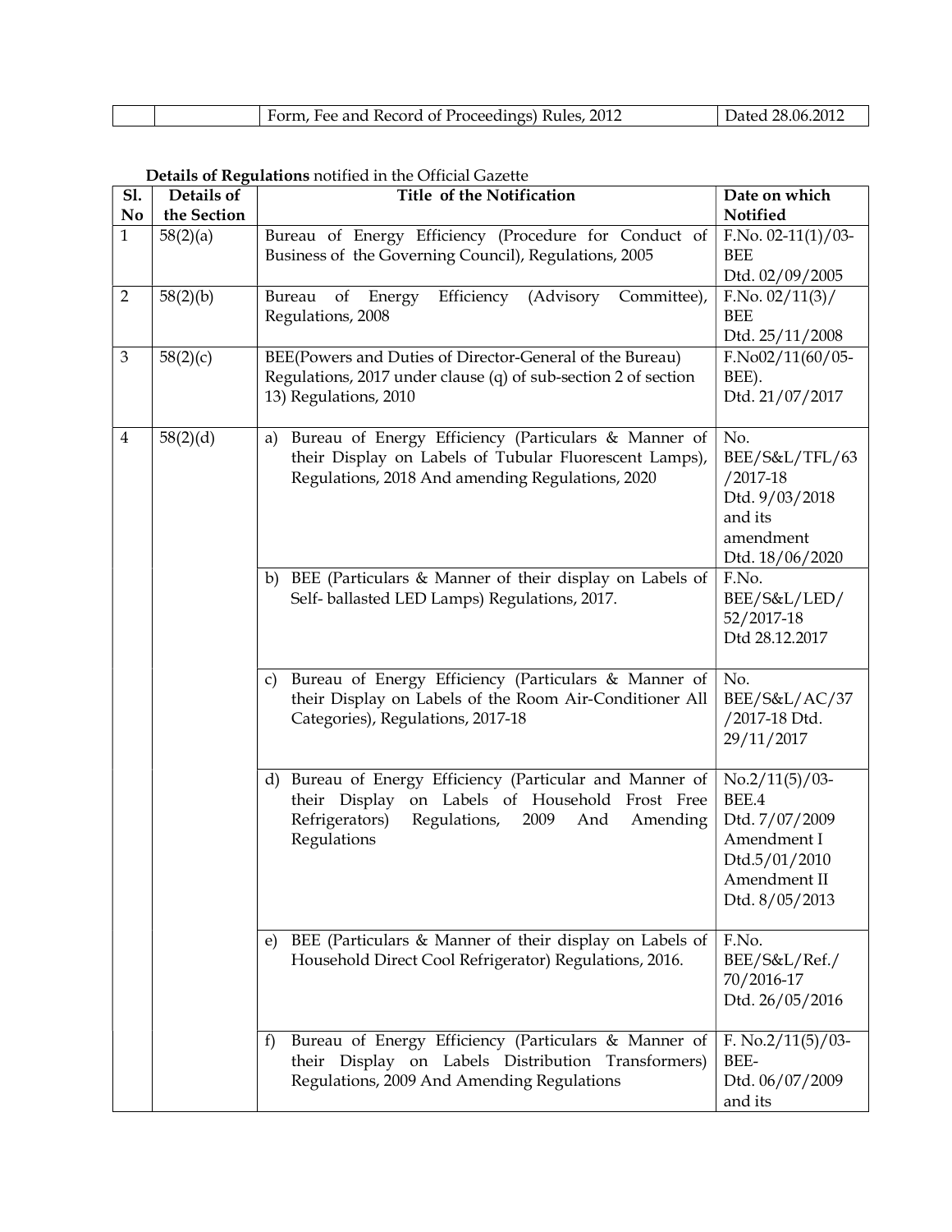| | | Form, Fee and Record of Proceedings) Rules, 2012 | Dated 28.06.2012 |
|---|---|---|---|

**Details of Regulations** notified in the Official Gazette

| Sl. No | Details of the Section | Title of the Notification | Date on which Notified |
|---|---|---|---|
| 1 | 58(2)(a) | Bureau of Energy Efficiency (Procedure for Conduct of Business of the Governing Council), Regulations, 2005 | F.No. 02-11(1)/03-BEE Dtd. 02/09/2005 |
| 2 | 58(2)(b) | Bureau of Energy Efficiency (Advisory Committee), Regulations, 2008 | F.No. 02/11(3)/ BEE Dtd. 25/11/2008 |
| 3 | 58(2)(c) | BEE(Powers and Duties of Director-General of the Bureau) Regulations, 2017 under clause (q) of sub-section 2 of section 13) Regulations, 2010 | F.No02/11(60/05-BEE). Dtd. 21/07/2017 |
| 4 | 58(2)(d) | a) Bureau of Energy Efficiency (Particulars & Manner of their Display on Labels of Tubular Fluorescent Lamps), Regulations, 2018 And amending Regulations, 2020 | No. BEE/S&L/TFL/63 /2017-18 Dtd. 9/03/2018 and its amendment Dtd. 18/06/2020 |
| | | b) BEE (Particulars & Manner of their display on Labels of Self- ballasted LED Lamps) Regulations, 2017. | F.No. BEE/S&L/LED/ 52/2017-18 Dtd 28.12.2017 |
| | | c) Bureau of Energy Efficiency (Particulars & Manner of their Display on Labels of the Room Air-Conditioner All Categories), Regulations, 2017-18 | No. BEE/S&L/AC/37 /2017-18 Dtd. 29/11/2017 |
| | | d) Bureau of Energy Efficiency (Particular and Manner of their Display on Labels of Household Frost Free Refrigerators) Regulations, 2009 And Amending Regulations | No.2/11(5)/03-BEE.4 Dtd. 7/07/2009 Amendment I Dtd.5/01/2010 Amendment II Dtd. 8/05/2013 |
| | | e) BEE (Particulars & Manner of their display on Labels of Household Direct Cool Refrigerator) Regulations, 2016. | F.No. BEE/S&L/Ref./ 70/2016-17 Dtd. 26/05/2016 |
| | | f) Bureau of Energy Efficiency (Particulars & Manner of their Display on Labels Distribution Transformers) Regulations, 2009 And Amending Regulations | F. No.2/11(5)/03-BEE- Dtd. 06/07/2009 and its |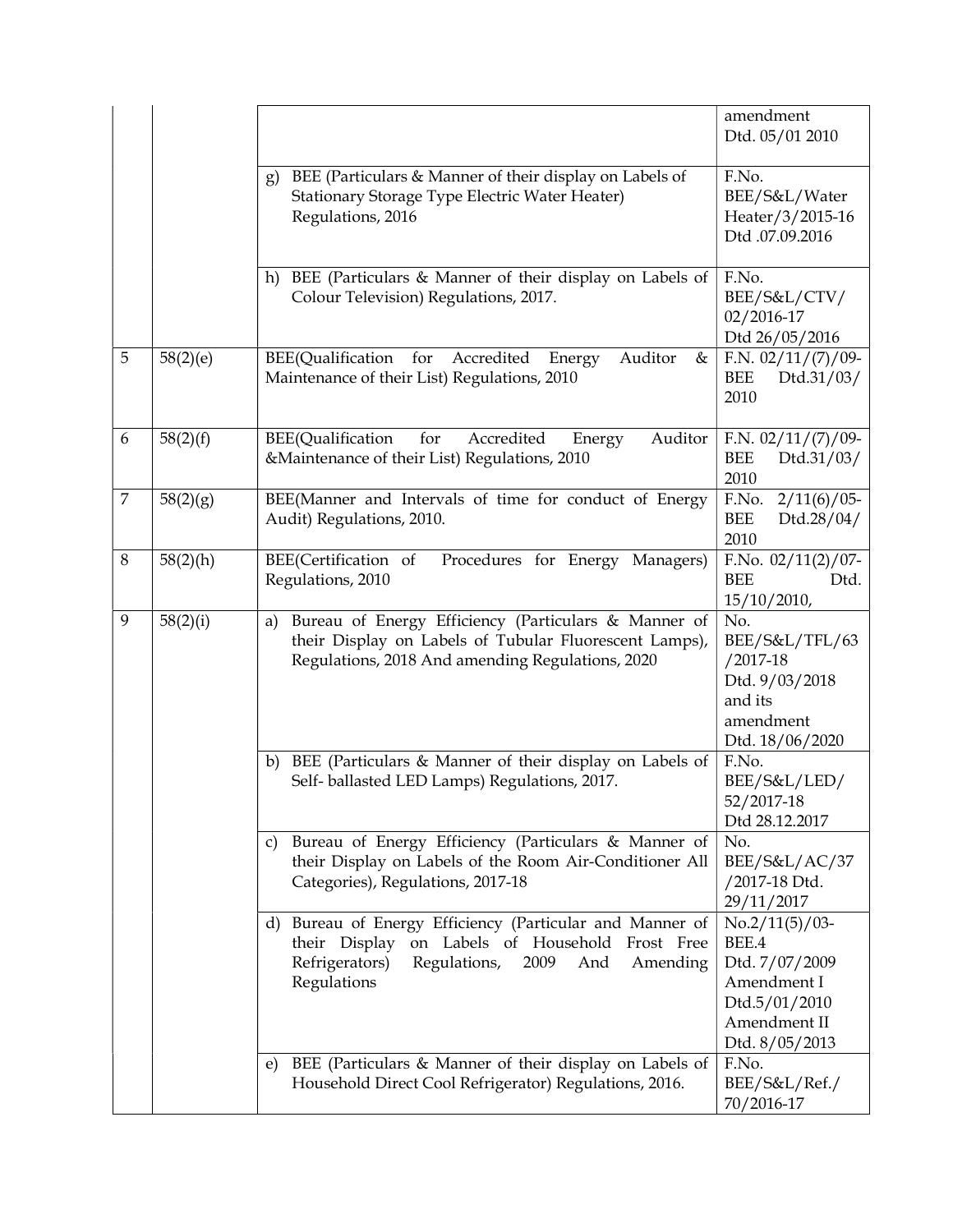| | | | |
|---|---|---|---|
| | | | amendment Dtd. 05/01 2010 |
| | | g) BEE (Particulars & Manner of their display on Labels of Stationary Storage Type Electric Water Heater) Regulations, 2016 | F.No. BEE/S&L/Water Heater/3/2015-16 Dtd .07.09.2016 |
| | | h) BEE (Particulars & Manner of their display on Labels of Colour Television) Regulations, 2017. | F.No. BEE/S&L/CTV/ 02/2016-17 Dtd 26/05/2016 |
| 5 | 58(2)(e) | BEE(Qualification for Accredited Energy Auditor & Maintenance of their List) Regulations, 2010 | F.N. 02/11/(7)/09-BEE Dtd.31/03/ 2010 |
| 6 | 58(2)(f) | BEE(Qualification for Accredited Energy Auditor &Maintenance of their List) Regulations, 2010 | F.N. 02/11/(7)/09-BEE Dtd.31/03/ 2010 |
| 7 | 58(2)(g) | BEE(Manner and Intervals of time for conduct of Energy Audit) Regulations, 2010. | F.No. 2/11(6)/05-BEE Dtd.28/04/ 2010 |
| 8 | 58(2)(h) | BEE(Certification of Procedures for Energy Managers) Regulations, 2010 | F.No. 02/11(2)/07-BEE Dtd. 15/10/2010, |
| 9 | 58(2)(i) | a) Bureau of Energy Efficiency (Particulars & Manner of their Display on Labels of Tubular Fluorescent Lamps), Regulations, 2018 And amending Regulations, 2020 | No. BEE/S&L/TFL/63 /2017-18 Dtd. 9/03/2018 and its amendment Dtd. 18/06/2020 |
| | | b) BEE (Particulars & Manner of their display on Labels of Self- ballasted LED Lamps) Regulations, 2017. | F.No. BEE/S&L/LED/ 52/2017-18 Dtd 28.12.2017 |
| | | c) Bureau of Energy Efficiency (Particulars & Manner of their Display on Labels of the Room Air-Conditioner All Categories), Regulations, 2017-18 | No. BEE/S&L/AC/37 /2017-18 Dtd. 29/11/2017 |
| | | d) Bureau of Energy Efficiency (Particular and Manner of their Display on Labels of Household Frost Free Refrigerators) Regulations, 2009 And Amending Regulations | No.2/11(5)/03-BEE.4 Dtd. 7/07/2009 Amendment I Dtd.5/01/2010 Amendment II Dtd. 8/05/2013 |
| | | e) BEE (Particulars & Manner of their display on Labels of Household Direct Cool Refrigerator) Regulations, 2016. | F.No. BEE/S&L/Ref./ 70/2016-17 |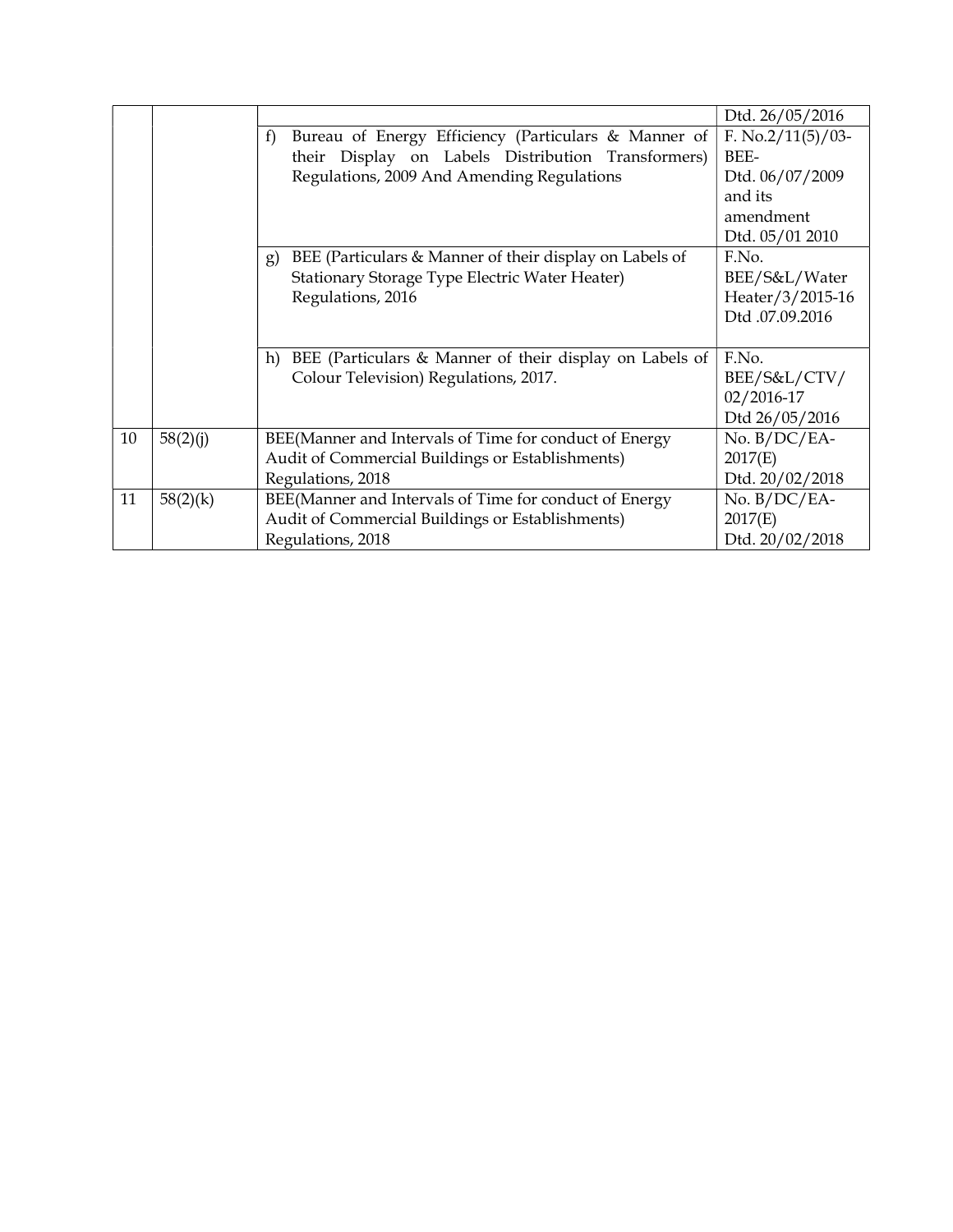| | | | |
|---|---|---|---|
| | | | Dtd. 26/05/2016 |
| | | f) Bureau of Energy Efficiency (Particulars & Manner of their Display on Labels Distribution Transformers) Regulations, 2009 And Amending Regulations | F. No.2/11(5)/03-BEE-Dtd. 06/07/2009 and its amendment Dtd. 05/01 2010 |
| | | g) BEE (Particulars & Manner of their display on Labels of Stationary Storage Type Electric Water Heater) Regulations, 2016 | F.No. BEE/S&L/Water Heater/3/2015-16 Dtd .07.09.2016 |
| | | h) BEE (Particulars & Manner of their display on Labels of Colour Television) Regulations, 2017. | F.No. BEE/S&L/CTV/ 02/2016-17 Dtd 26/05/2016 |
| 10 | 58(2)(j) | BEE(Manner and Intervals of Time for conduct of Energy Audit of Commercial Buildings or Establishments) Regulations, 2018 | No. B/DC/EA-2017(E) Dtd. 20/02/2018 |
| 11 | 58(2)(k) | BEE(Manner and Intervals of Time for conduct of Energy Audit of Commercial Buildings or Establishments) Regulations, 2018 | No. B/DC/EA-2017(E) Dtd. 20/02/2018 |